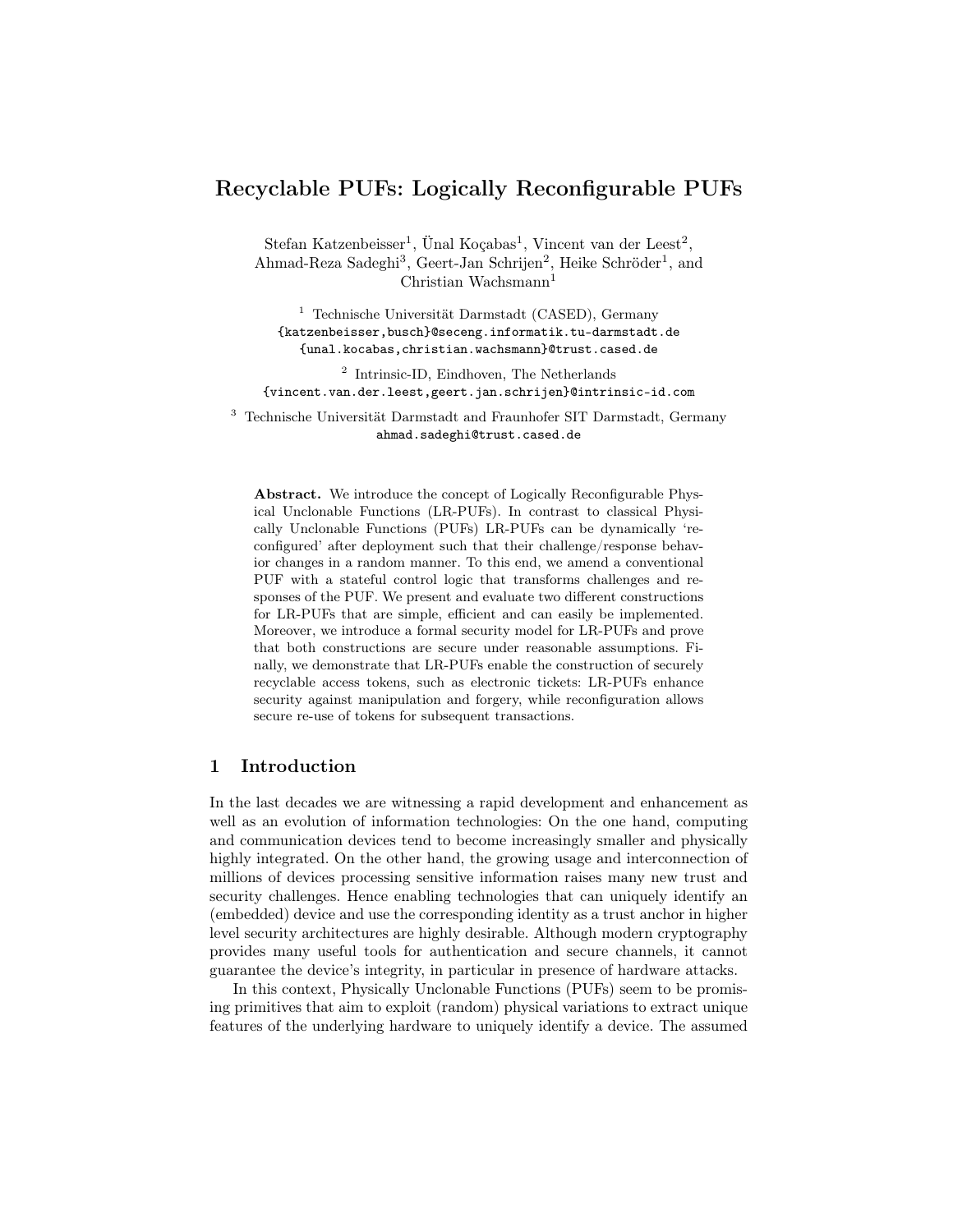# Recyclable PUFs: Logically Reconfigurable PUFs

Stefan Katzenbeisser[1], Ünal Koçabas[1], Vincent van der Leest[2], Ahmad-Reza Sadeghi[3], Geert-Jan Schrijen[2], Heike Schröder[1], and Christian Wachsmann[1]

[1] Technische Universität Darmstadt (CASED), Germany
{katzenbeisser,busch}@seceng.informatik.tu-darmstadt.de
{unal.kocabas,christian.wachsmann}@trust.cased.de

[2] Intrinsic-ID, Eindhoven, The Netherlands
{vincent.van.der.leest,geert.jan.schrijen}@intrinsic-id.com

[3] Technische Universität Darmstadt and Fraunhofer SIT Darmstadt, Germany
ahmad.sadeghi@trust.cased.de

**Abstract.** We introduce the concept of Logically Reconfigurable Physical Unclonable Functions (LR-PUFs). In contrast to classical Physically Unclonable Functions (PUFs) LR-PUFs can be dynamically 'reconfigured' after deployment such that their challenge/response behavior changes in a random manner. To this end, we amend a conventional PUF with a stateful control logic that transforms challenges and responses of the PUF. We present and evaluate two different constructions for LR-PUFs that are simple, efficient and can easily be implemented. Moreover, we introduce a formal security model for LR-PUFs and prove that both constructions are secure under reasonable assumptions. Finally, we demonstrate that LR-PUFs enable the construction of securely recyclable access tokens, such as electronic tickets: LR-PUFs enhance security against manipulation and forgery, while reconfiguration allows secure re-use of tokens for subsequent transactions.

## 1 Introduction

In the last decades we are witnessing a rapid development and enhancement as well as an evolution of information technologies: On the one hand, computing and communication devices tend to become increasingly smaller and physically highly integrated. On the other hand, the growing usage and interconnection of millions of devices processing sensitive information raises many new trust and security challenges. Hence enabling technologies that can uniquely identify an (embedded) device and use the corresponding identity as a trust anchor in higher level security architectures are highly desirable. Although modern cryptography provides many useful tools for authentication and secure channels, it cannot guarantee the device's integrity, in particular in presence of hardware attacks.

In this context, Physically Unclonable Functions (PUFs) seem to be promising primitives that aim to exploit (random) physical variations to extract unique features of the underlying hardware to uniquely identify a device. The assumed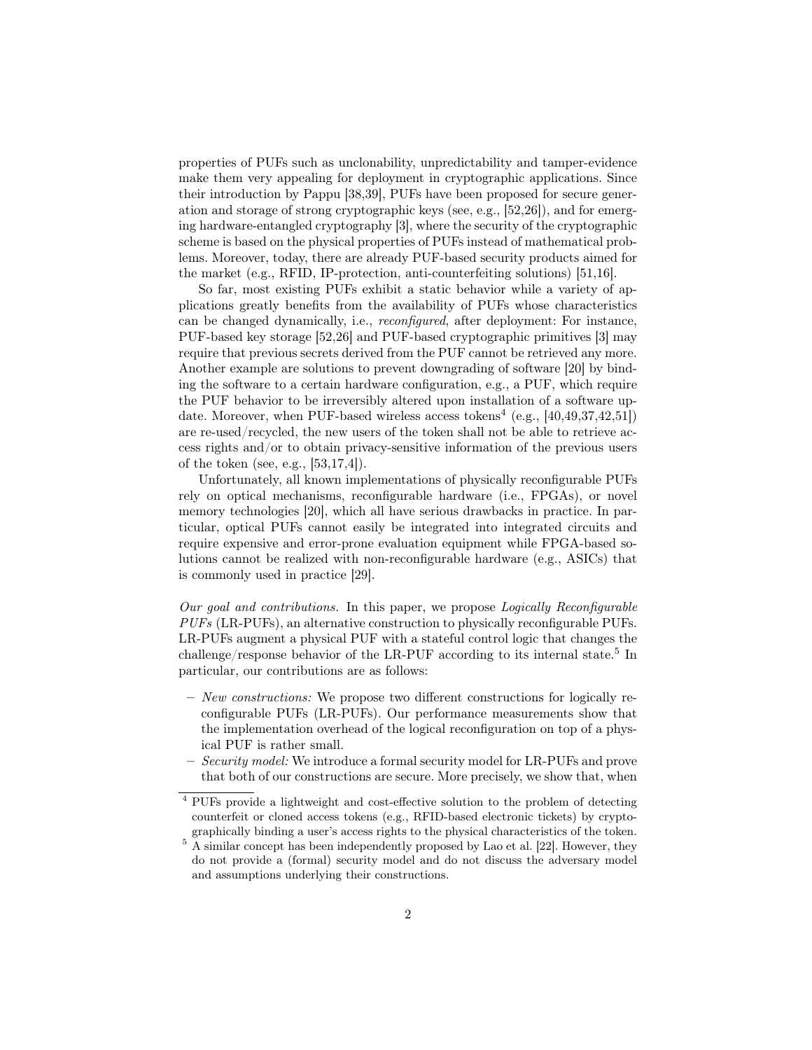properties of PUFs such as unclonability, unpredictability and tamper-evidence make them very appealing for deployment in cryptographic applications. Since their introduction by Pappu [38,39], PUFs have been proposed for secure generation and storage of strong cryptographic keys (see, e.g., [52,26]), and for emerging hardware-entangled cryptography [3], where the security of the cryptographic scheme is based on the physical properties of PUFs instead of mathematical problems. Moreover, today, there are already PUF-based security products aimed for the market (e.g., RFID, IP-protection, anti-counterfeiting solutions) [51,16].

So far, most existing PUFs exhibit a static behavior while a variety of applications greatly benefits from the availability of PUFs whose characteristics can be changed dynamically, i.e., *reconfigured*, after deployment: For instance, PUF-based key storage [52,26] and PUF-based cryptographic primitives [3] may require that previous secrets derived from the PUF cannot be retrieved any more. Another example are solutions to prevent downgrading of software [20] by binding the software to a certain hardware configuration, e.g., a PUF, which require the PUF behavior to be irreversibly altered upon installation of a software update. Moreover, when PUF-based wireless access tokens[4] (e.g., [40,49,37,42,51]) are re-used/recycled, the new users of the token shall not be able to retrieve access rights and/or to obtain privacy-sensitive information of the previous users of the token (see, e.g., [53,17,4]).

Unfortunately, all known implementations of physically reconfigurable PUFs rely on optical mechanisms, reconfigurable hardware (i.e., FPGAs), or novel memory technologies [20], which all have serious drawbacks in practice. In particular, optical PUFs cannot easily be integrated into integrated circuits and require expensive and error-prone evaluation equipment while FPGA-based solutions cannot be realized with non-reconfigurable hardware (e.g., ASICs) that is commonly used in practice [29].

*Our goal and contributions.* In this paper, we propose *Logically Reconfigurable PUFs* (LR-PUFs), an alternative construction to physically reconfigurable PUFs. LR-PUFs augment a physical PUF with a stateful control logic that changes the challenge/response behavior of the LR-PUF according to its internal state.[5] In particular, our contributions are as follows:

- *New constructions:* We propose two different constructions for logically reconfigurable PUFs (LR-PUFs). Our performance measurements show that the implementation overhead of the logical reconfiguration on top of a physical PUF is rather small.
- *Security model:* We introduce a formal security model for LR-PUFs and prove that both of our constructions are secure. More precisely, we show that, when

[4] PUFs provide a lightweight and cost-effective solution to the problem of detecting counterfeit or cloned access tokens (e.g., RFID-based electronic tickets) by cryptographically binding a user's access rights to the physical characteristics of the token.

[5] A similar concept has been independently proposed by Lao et al. [22]. However, they do not provide a (formal) security model and do not discuss the adversary model and assumptions underlying their constructions.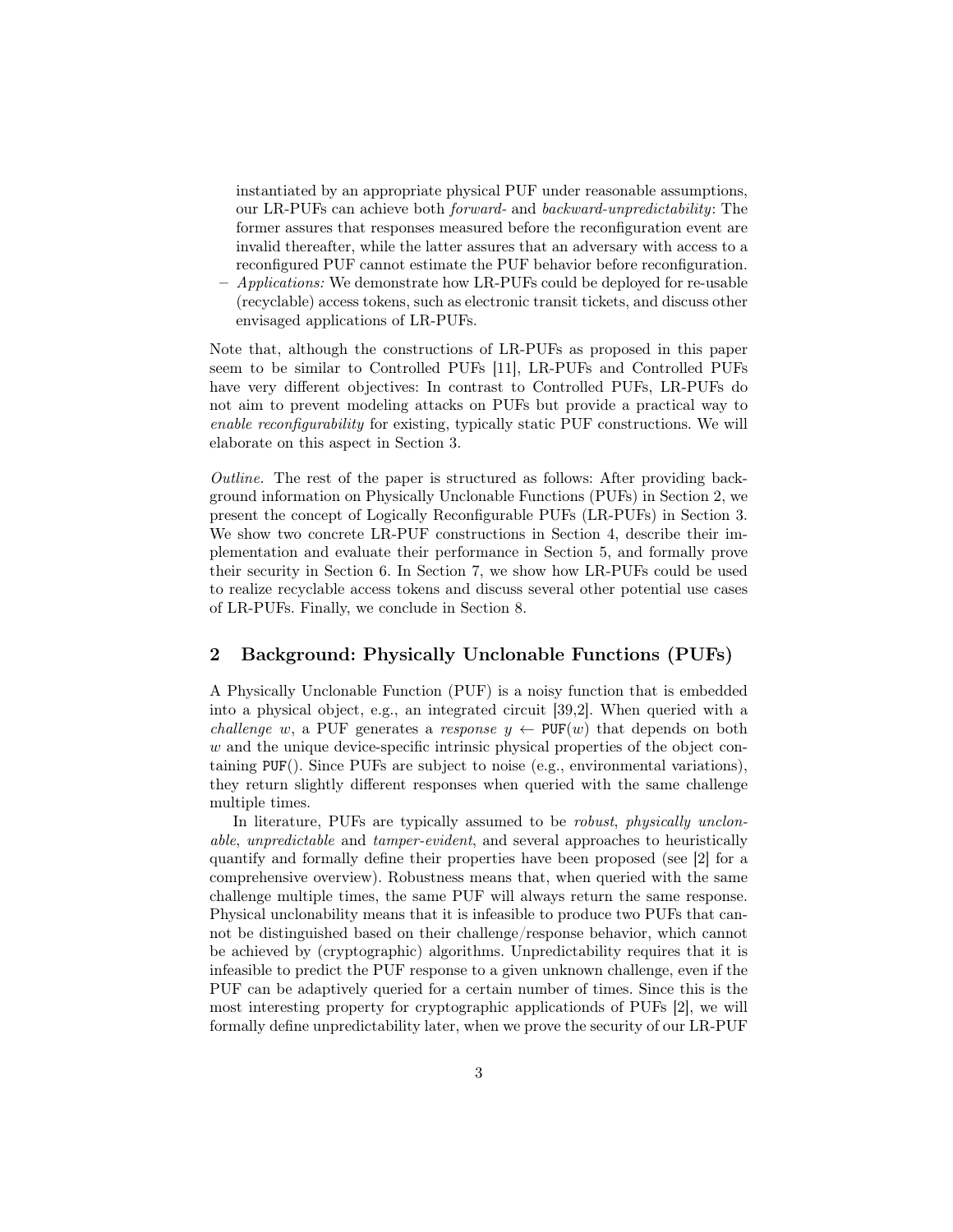instantiated by an appropriate physical PUF under reasonable assumptions, our LR-PUFs can achieve both *forward-* and *backward-unpredictability*: The former assures that responses measured before the reconfiguration event are invalid thereafter, while the latter assures that an adversary with access to a reconfigured PUF cannot estimate the PUF behavior before reconfiguration.

– *Applications:* We demonstrate how LR-PUFs could be deployed for re-usable (recyclable) access tokens, such as electronic transit tickets, and discuss other envisaged applications of LR-PUFs.

Note that, although the constructions of LR-PUFs as proposed in this paper seem to be similar to Controlled PUFs [11], LR-PUFs and Controlled PUFs have very different objectives: In contrast to Controlled PUFs, LR-PUFs do not aim to prevent modeling attacks on PUFs but provide a practical way to *enable reconfigurability* for existing, typically static PUF constructions. We will elaborate on this aspect in Section 3.

*Outline.* The rest of the paper is structured as follows: After providing background information on Physically Unclonable Functions (PUFs) in Section 2, we present the concept of Logically Reconfigurable PUFs (LR-PUFs) in Section 3. We show two concrete LR-PUF constructions in Section 4, describe their implementation and evaluate their performance in Section 5, and formally prove their security in Section 6. In Section 7, we show how LR-PUFs could be used to realize recyclable access tokens and discuss several other potential use cases of LR-PUFs. Finally, we conclude in Section 8.

## 2 Background: Physically Unclonable Functions (PUFs)

A Physically Unclonable Function (PUF) is a noisy function that is embedded into a physical object, e.g., an integrated circuit [39,2]. When queried with a *challenge* $w$, a PUF generates a *response* $y \leftarrow \texttt{PUF}(w)$ that depends on both $w$ and the unique device-specific intrinsic physical properties of the object containing $\texttt{PUF}()$. Since PUFs are subject to noise (e.g., environmental variations), they return slightly different responses when queried with the same challenge multiple times.

In literature, PUFs are typically assumed to be *robust*, *physically unclonable*, *unpredictable* and *tamper-evident*, and several approaches to heuristically quantify and formally define their properties have been proposed (see [2] for a comprehensive overview). Robustness means that, when queried with the same challenge multiple times, the same PUF will always return the same response. Physical unclonability means that it is infeasible to produce two PUFs that cannot be distinguished based on their challenge/response behavior, which cannot be achieved by (cryptographic) algorithms. Unpredictability requires that it is infeasible to predict the PUF response to a given unknown challenge, even if the PUF can be adaptively queried for a certain number of times. Since this is the most interesting property for cryptographic applicationds of PUFs [2], we will formally define unpredictability later, when we prove the security of our LR-PUF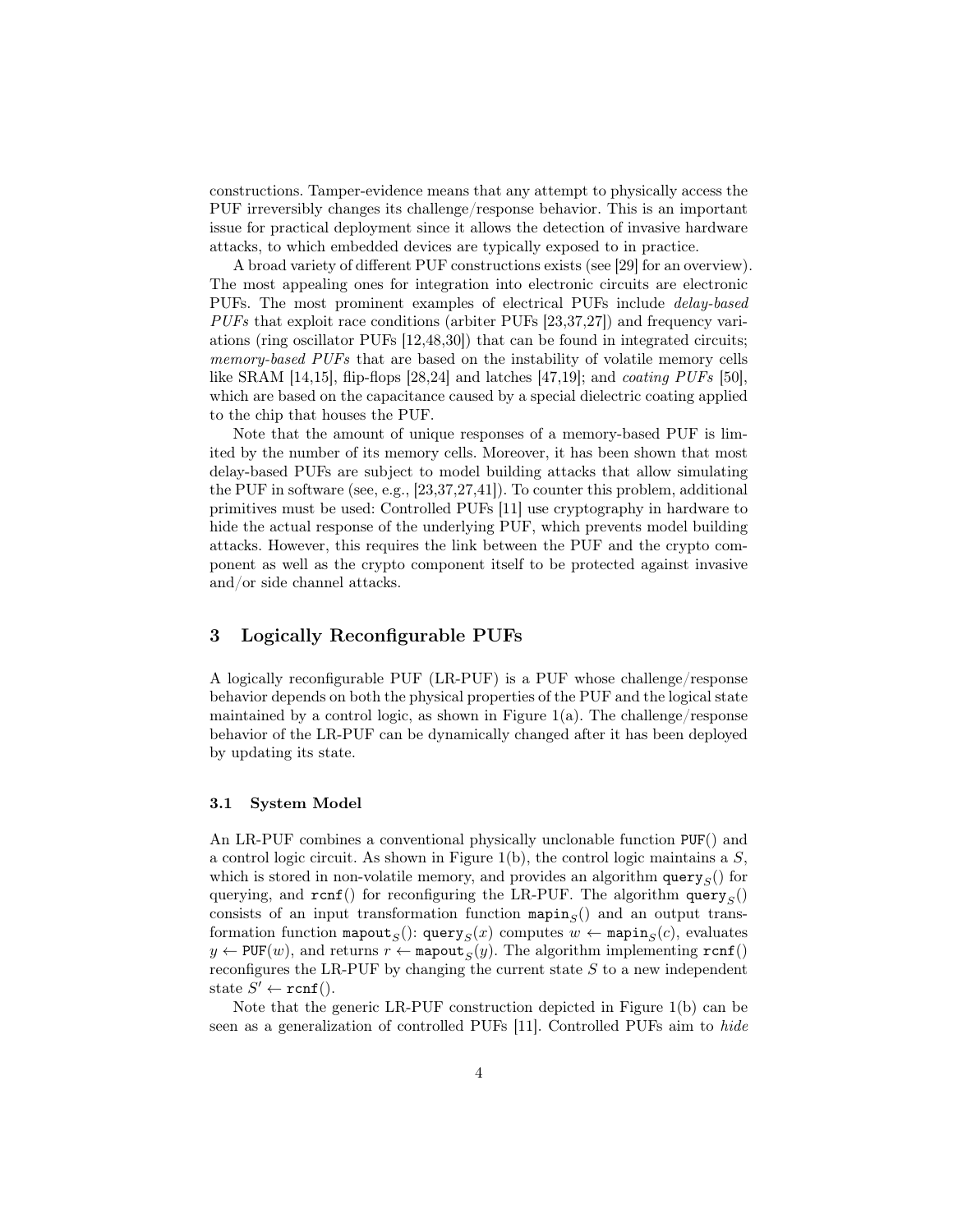constructions. Tamper-evidence means that any attempt to physically access the PUF irreversibly changes its challenge/response behavior. This is an important issue for practical deployment since it allows the detection of invasive hardware attacks, to which embedded devices are typically exposed to in practice.

A broad variety of different PUF constructions exists (see [29] for an overview). The most appealing ones for integration into electronic circuits are electronic PUFs. The most prominent examples of electrical PUFs include *delay-based PUFs* that exploit race conditions (arbiter PUFs [23,37,27]) and frequency variations (ring oscillator PUFs [12,48,30]) that can be found in integrated circuits; *memory-based PUFs* that are based on the instability of volatile memory cells like SRAM [14,15], flip-flops [28,24] and latches [47,19]; and *coating PUFs* [50], which are based on the capacitance caused by a special dielectric coating applied to the chip that houses the PUF.

Note that the amount of unique responses of a memory-based PUF is limited by the number of its memory cells. Moreover, it has been shown that most delay-based PUFs are subject to model building attacks that allow simulating the PUF in software (see, e.g., [23,37,27,41]). To counter this problem, additional primitives must be used: Controlled PUFs [11] use cryptography in hardware to hide the actual response of the underlying PUF, which prevents model building attacks. However, this requires the link between the PUF and the crypto component as well as the crypto component itself to be protected against invasive and/or side channel attacks.

## 3 Logically Reconfigurable PUFs

A logically reconfigurable PUF (LR-PUF) is a PUF whose challenge/response behavior depends on both the physical properties of the PUF and the logical state maintained by a control logic, as shown in Figure 1(a). The challenge/response behavior of the LR-PUF can be dynamically changed after it has been deployed by updating its state.

### 3.1 System Model

An LR-PUF combines a conventional physically unclonable function $\mathtt{PUF}()$ and a control logic circuit. As shown in Figure 1(b), the control logic maintains a $S$, which is stored in non-volatile memory, and provides an algorithm $\mathtt{query}_S()$ for querying, and $\mathtt{rcnf}()$ for reconfiguring the LR-PUF. The algorithm $\mathtt{query}_S()$ consists of an input transformation function $\mathtt{mapin}_S()$ and an output transformation function $\mathtt{mapout}_S()$: $\mathtt{query}_S(x)$ computes $w \leftarrow \mathtt{mapin}_S(c)$, evaluates $y \leftarrow \mathtt{PUF}(w)$, and returns $r \leftarrow \mathtt{mapout}_S(y)$. The algorithm implementing $\mathtt{rcnf}()$ reconfigures the LR-PUF by changing the current state $S$ to a new independent state $S' \leftarrow \mathtt{rcnf}()$.

Note that the generic LR-PUF construction depicted in Figure 1(b) can be seen as a generalization of controlled PUFs [11]. Controlled PUFs aim to *hide*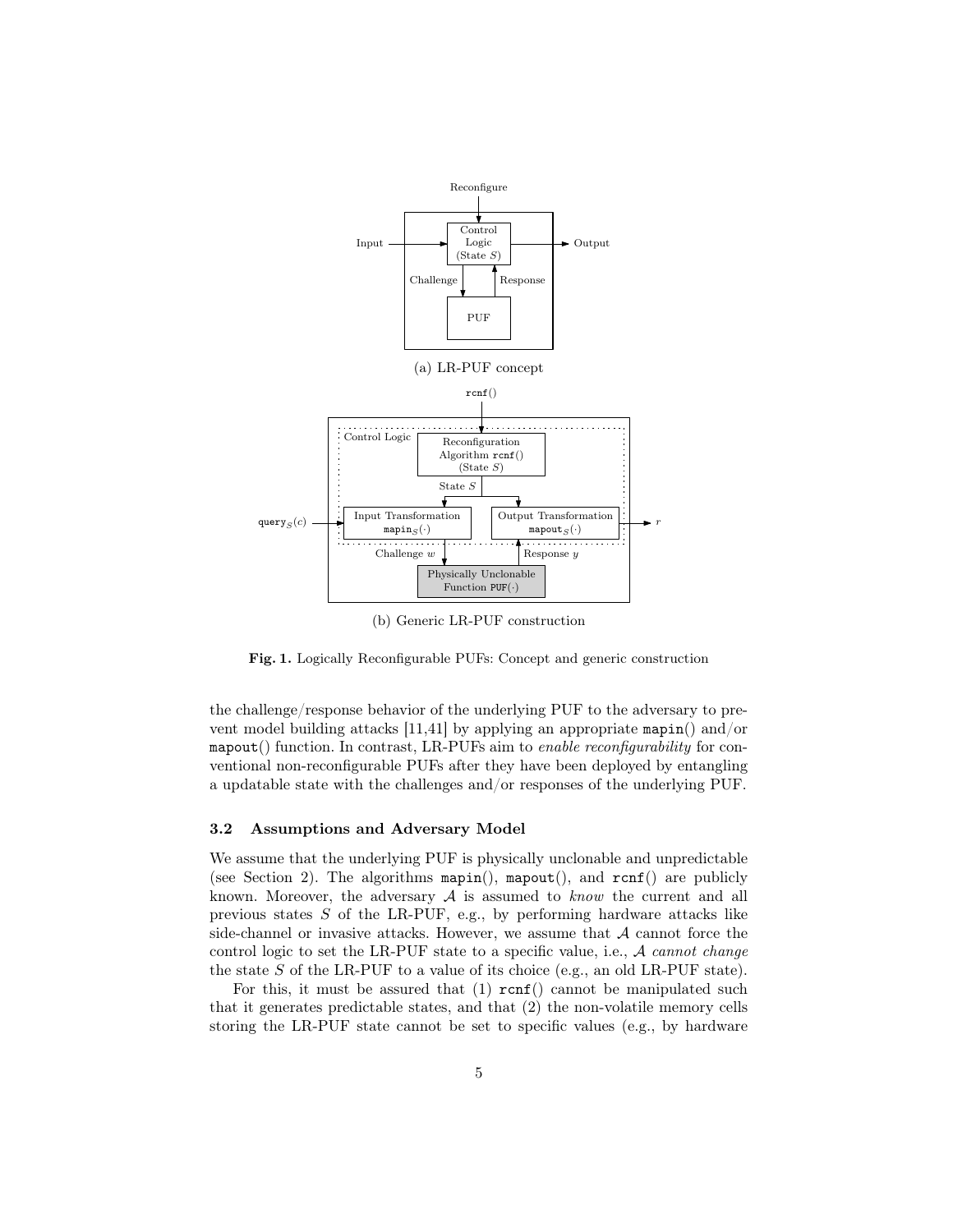(a) LR-PUF concept

(b) Generic LR-PUF construction

**Fig. 1.** Logically Reconfigurable PUFs: Concept and generic construction

the challenge/response behavior of the underlying PUF to the adversary to prevent model building attacks [11,41] by applying an appropriate `mapin()` and/or `mapout()` function. In contrast, LR-PUFs aim to *enable reconfigurability* for conventional non-reconfigurable PUFs after they have been deployed by entangling a updatable state with the challenges and/or responses of the underlying PUF.

### 3.2 Assumptions and Adversary Model

We assume that the underlying PUF is physically unclonable and unpredictable (see Section 2). The algorithms `mapin()`, `mapout()`, and `rcnf()` are publicly known. Moreover, the adversary $\mathcal{A}$ is assumed to *know* the current and all previous states $S$ of the LR-PUF, e.g., by performing hardware attacks like side-channel or invasive attacks. However, we assume that $\mathcal{A}$ cannot force the control logic to set the LR-PUF state to a specific value, i.e., $\mathcal{A}$ *cannot change* the state $S$ of the LR-PUF to a value of its choice (e.g., an old LR-PUF state).

For this, it must be assured that (1) `rcnf()` cannot be manipulated such that it generates predictable states, and that (2) the non-volatile memory cells storing the LR-PUF state cannot be set to specific values (e.g., by hardware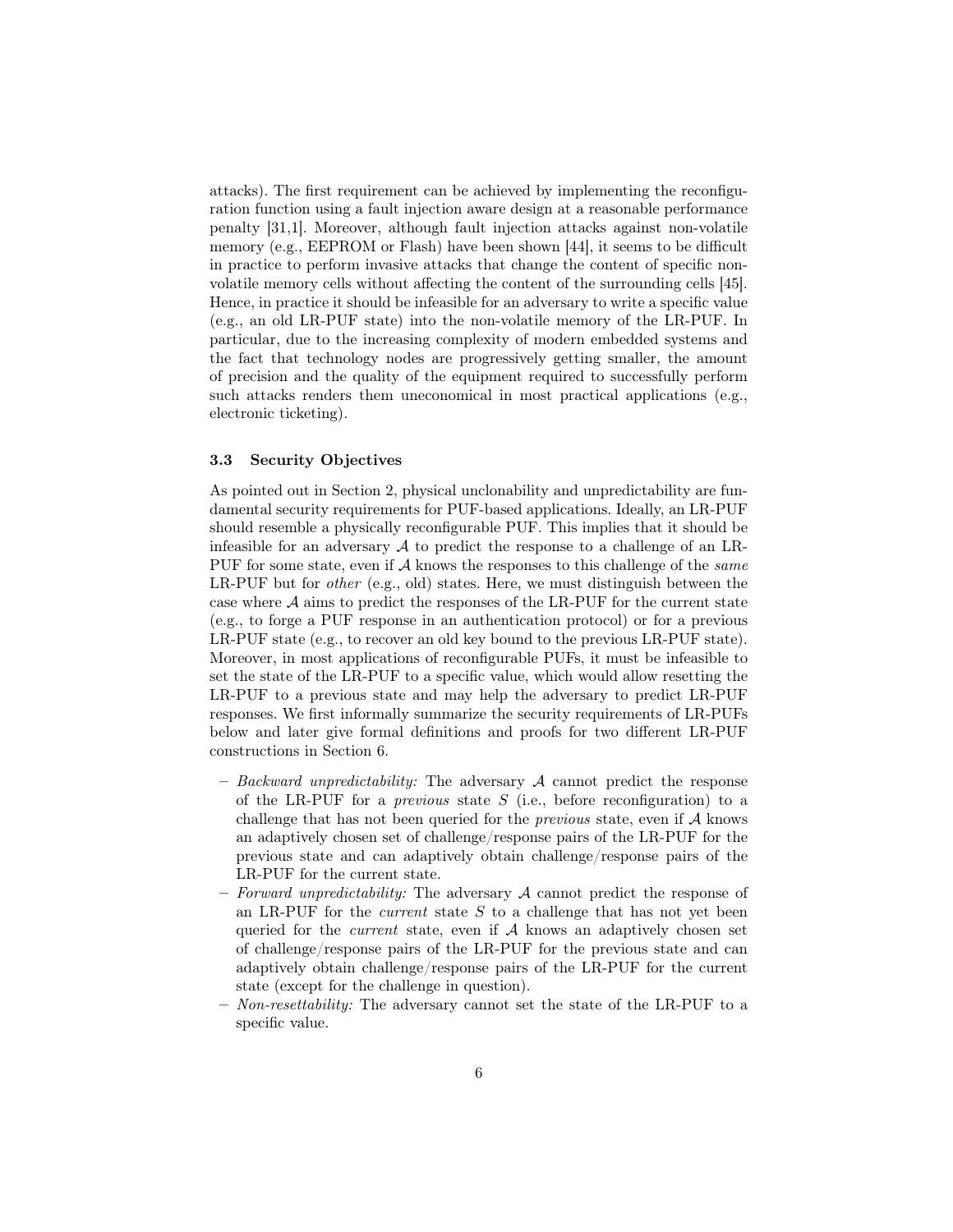attacks). The first requirement can be achieved by implementing the reconfiguration function using a fault injection aware design at a reasonable performance penalty [31,1]. Moreover, although fault injection attacks against non-volatile memory (e.g., EEPROM or Flash) have been shown [44], it seems to be difficult in practice to perform invasive attacks that change the content of specific non-volatile memory cells without affecting the content of the surrounding cells [45]. Hence, in practice it should be infeasible for an adversary to write a specific value (e.g., an old LR-PUF state) into the non-volatile memory of the LR-PUF. In particular, due to the increasing complexity of modern embedded systems and the fact that technology nodes are progressively getting smaller, the amount of precision and the quality of the equipment required to successfully perform such attacks renders them uneconomical in most practical applications (e.g., electronic ticketing).

### 3.3 Security Objectives

As pointed out in Section 2, physical unclonability and unpredictability are fundamental security requirements for PUF-based applications. Ideally, an LR-PUF should resemble a physically reconfigurable PUF. This implies that it should be infeasible for an adversary $\mathcal{A}$ to predict the response to a challenge of an LR-PUF for some state, even if $\mathcal{A}$ knows the responses to this challenge of the *same* LR-PUF but for *other* (e.g., old) states. Here, we must distinguish between the case where $\mathcal{A}$ aims to predict the responses of the LR-PUF for the current state (e.g., to forge a PUF response in an authentication protocol) or for a previous LR-PUF state (e.g., to recover an old key bound to the previous LR-PUF state). Moreover, in most applications of reconfigurable PUFs, it must be infeasible to set the state of the LR-PUF to a specific value, which would allow resetting the LR-PUF to a previous state and may help the adversary to predict LR-PUF responses. We first informally summarize the security requirements of LR-PUFs below and later give formal definitions and proofs for two different LR-PUF constructions in Section 6.

- *Backward unpredictability:* The adversary $\mathcal{A}$ cannot predict the response of the LR-PUF for a *previous* state $S$ (i.e., before reconfiguration) to a challenge that has not been queried for the *previous* state, even if $\mathcal{A}$ knows an adaptively chosen set of challenge/response pairs of the LR-PUF for the previous state and can adaptively obtain challenge/response pairs of the LR-PUF for the current state.
- *Forward unpredictability:* The adversary $\mathcal{A}$ cannot predict the response of an LR-PUF for the *current* state $S$ to a challenge that has not yet been queried for the *current* state, even if $\mathcal{A}$ knows an adaptively chosen set of challenge/response pairs of the LR-PUF for the previous state and can adaptively obtain challenge/response pairs of the LR-PUF for the current state (except for the challenge in question).
- *Non-resettability:* The adversary cannot set the state of the LR-PUF to a specific value.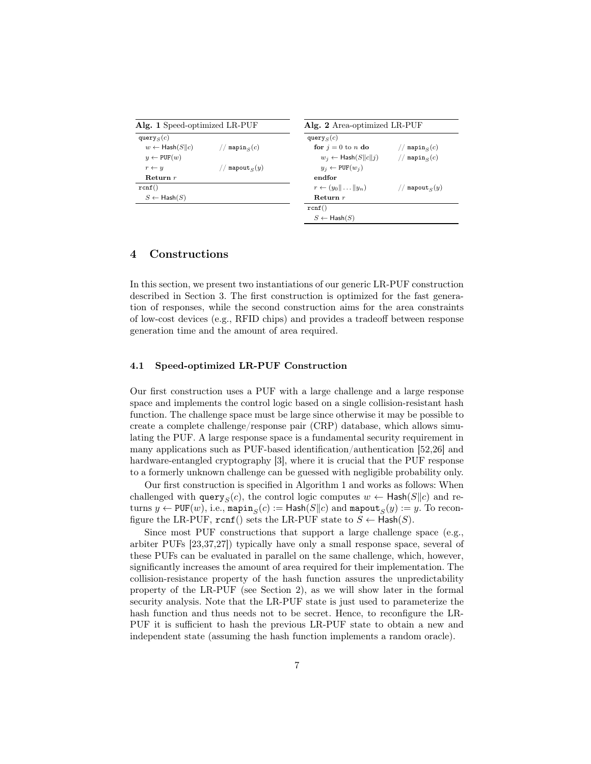**Alg. 1** Speed-optimized LR-PUF

```
query_S(c)
  w ← Hash(S‖c)          // mapin_S(c)
  y ← PUF(w)
  r ← y                  // mapout_S(y)
  Return r
rcnf()
  S ← Hash(S)
```

**Alg. 2** Area-optimized LR-PUF

```
query_S(c)
  for j = 0 to n do          // mapin_S(c)
    w_j ← Hash(S‖c‖j)        // mapin_S(c)
    y_j ← PUF(w_j)
  endfor
  r ← (y_0‖ ... ‖y_n)        // mapout_S(y)
  Return r
rcnf()
  S ← Hash(S)
```

# 4 Constructions

In this section, we present two instantiations of our generic LR-PUF construction described in Section 3. The first construction is optimized for the fast generation of responses, while the second construction aims for the area constraints of low-cost devices (e.g., RFID chips) and provides a tradeoff between response generation time and the amount of area required.

## 4.1 Speed-optimized LR-PUF Construction

Our first construction uses a PUF with a large challenge and a large response space and implements the control logic based on a single collision-resistant hash function. The challenge space must be large since otherwise it may be possible to create a complete challenge/response pair (CRP) database, which allows simulating the PUF. A large response space is a fundamental security requirement in many applications such as PUF-based identification/authentication [52,26] and hardware-entangled cryptography [3], where it is crucial that the PUF response to a formerly unknown challenge can be guessed with negligible probability only.

Our first construction is specified in Algorithm 1 and works as follows: When challenged with $\mathtt{query}_S(c)$, the control logic computes $w \leftarrow \mathsf{Hash}(S\|c)$ and returns $y \leftarrow \mathtt{PUF}(w)$, i.e., $\mathtt{mapin}_S(c) := \mathsf{Hash}(S\|c)$ and $\mathtt{mapout}_S(y) := y$. To reconfigure the LR-PUF, $\mathtt{rcnf}()$ sets the LR-PUF state to $S \leftarrow \mathsf{Hash}(S)$.

Since most PUF constructions that support a large challenge space (e.g., arbiter PUFs [23,37,27]) typically have only a small response space, several of these PUFs can be evaluated in parallel on the same challenge, which, however, significantly increases the amount of area required for their implementation. The collision-resistance property of the hash function assures the unpredictability property of the LR-PUF (see Section 2), as we will show later in the formal security analysis. Note that the LR-PUF state is just used to parameterize the hash function and thus needs not to be secret. Hence, to reconfigure the LR-PUF it is sufficient to hash the previous LR-PUF state to obtain a new and independent state (assuming the hash function implements a random oracle).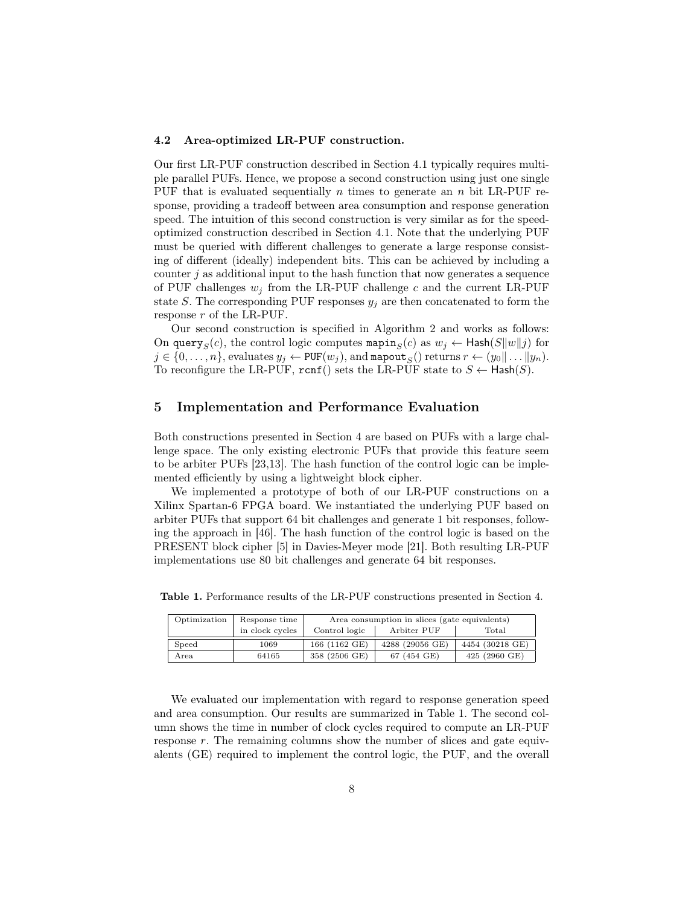### 4.2 Area-optimized LR-PUF construction.

Our first LR-PUF construction described in Section 4.1 typically requires multiple parallel PUFs. Hence, we propose a second construction using just one single PUF that is evaluated sequentially $n$ times to generate an $n$ bit LR-PUF response, providing a tradeoff between area consumption and response generation speed. The intuition of this second construction is very similar as for the speed-optimized construction described in Section 4.1. Note that the underlying PUF must be queried with different challenges to generate a large response consisting of different (ideally) independent bits. This can be achieved by including a counter $j$ as additional input to the hash function that now generates a sequence of PUF challenges $w_j$ from the LR-PUF challenge $c$ and the current LR-PUF state $S$. The corresponding PUF responses $y_j$ are then concatenated to form the response $r$ of the LR-PUF.

Our second construction is specified in Algorithm 2 and works as follows: On $\texttt{query}_S(c)$, the control logic computes $\texttt{mapin}_S(c)$ as $w_j \leftarrow \mathsf{Hash}(S\|w\|j)$ for $j \in \{0, \dots, n\}$, evaluates $y_j \leftarrow \texttt{PUF}(w_j)$, and $\texttt{mapout}_S()$ returns $r \leftarrow (y_0\| \dots \|y_n)$. To reconfigure the LR-PUF, $\texttt{rcnf}()$ sets the LR-PUF state to $S \leftarrow \mathsf{Hash}(S)$.

## 5 Implementation and Performance Evaluation

Both constructions presented in Section 4 are based on PUFs with a large challenge space. The only existing electronic PUFs that provide this feature seem to be arbiter PUFs [23,13]. The hash function of the control logic can be implemented efficiently by using a lightweight block cipher.

We implemented a prototype of both of our LR-PUF constructions on a Xilinx Spartan-6 FPGA board. We instantiated the underlying PUF based on arbiter PUFs that support 64 bit challenges and generate 1 bit responses, following the approach in [46]. The hash function of the control logic is based on the PRESENT block cipher [5] in Davies-Meyer mode [21]. Both resulting LR-PUF implementations use 80 bit challenges and generate 64 bit responses.

**Table 1.** Performance results of the LR-PUF constructions presented in Section 4.

| Optimization | Response time in clock cycles | Area consumption in slices (gate equivalents) | | |
|---|---|---|---|---|
| | | Control logic | Arbiter PUF | Total |
| Speed | 1069 | 166 (1162 GE) | 4288 (29056 GE) | 4454 (30218 GE) |
| Area | 64165 | 358 (2506 GE) | 67 (454 GE) | 425 (2960 GE) |

We evaluated our implementation with regard to response generation speed and area consumption. Our results are summarized in Table 1. The second column shows the time in number of clock cycles required to compute an LR-PUF response $r$. The remaining columns show the number of slices and gate equivalents (GE) required to implement the control logic, the PUF, and the overall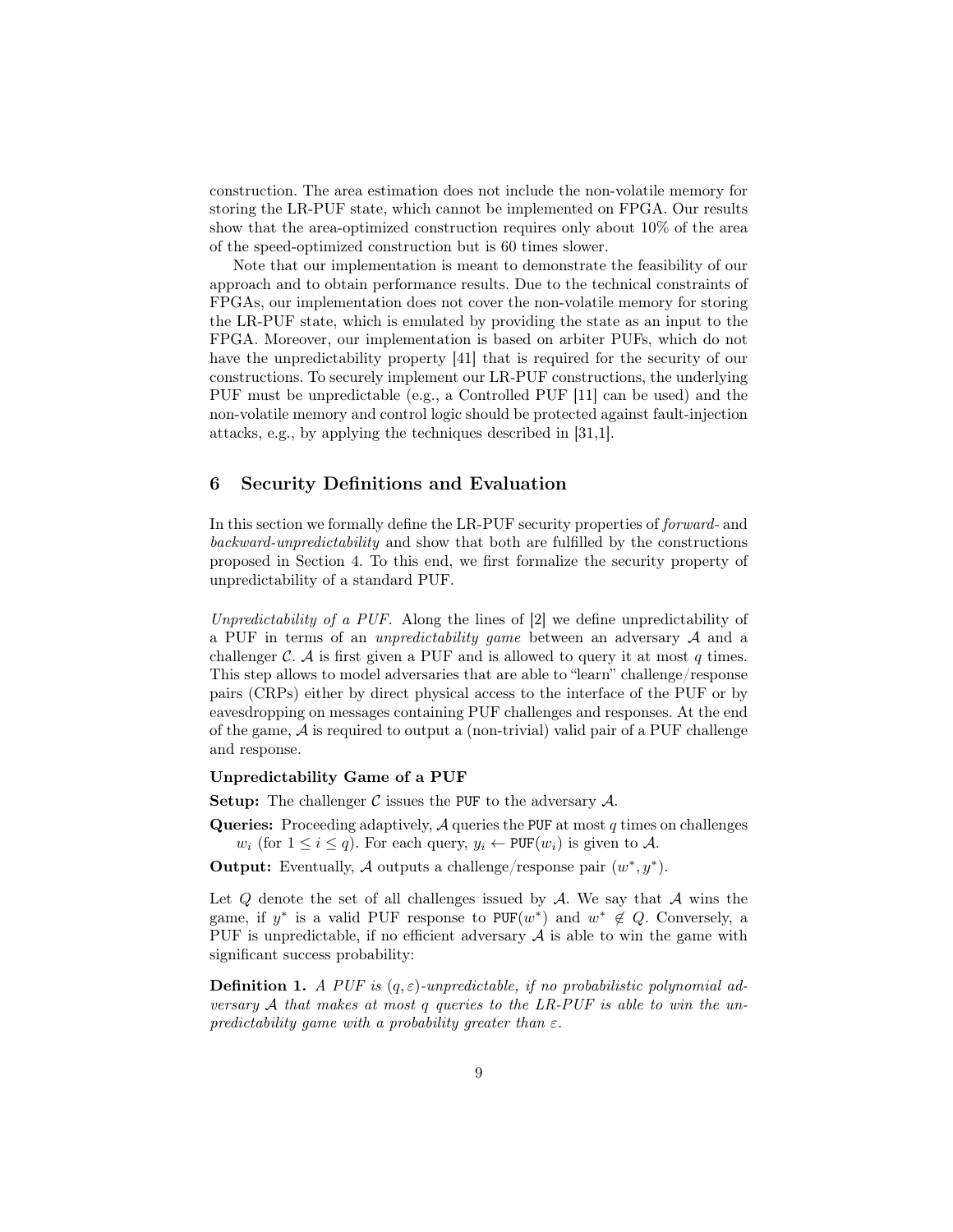construction. The area estimation does not include the non-volatile memory for storing the LR-PUF state, which cannot be implemented on FPGA. Our results show that the area-optimized construction requires only about 10% of the area of the speed-optimized construction but is 60 times slower.

Note that our implementation is meant to demonstrate the feasibility of our approach and to obtain performance results. Due to the technical constraints of FPGAs, our implementation does not cover the non-volatile memory for storing the LR-PUF state, which is emulated by providing the state as an input to the FPGA. Moreover, our implementation is based on arbiter PUFs, which do not have the unpredictability property [41] that is required for the security of our constructions. To securely implement our LR-PUF constructions, the underlying PUF must be unpredictable (e.g., a Controlled PUF [11] can be used) and the non-volatile memory and control logic should be protected against fault-injection attacks, e.g., by applying the techniques described in [31,1].

## 6 Security Definitions and Evaluation

In this section we formally define the LR-PUF security properties of *forward-* and *backward-unpredictability* and show that both are fulfilled by the constructions proposed in Section 4. To this end, we first formalize the security property of unpredictability of a standard PUF.

*Unpredictability of a PUF.* Along the lines of [2] we define unpredictability of a PUF in terms of an *unpredictability game* between an adversary $\mathcal{A}$ and a challenger $\mathcal{C}$. $\mathcal{A}$ is first given a PUF and is allowed to query it at most $q$ times. This step allows to model adversaries that are able to "learn" challenge/response pairs (CRPs) either by direct physical access to the interface of the PUF or by eavesdropping on messages containing PUF challenges and responses. At the end of the game, $\mathcal{A}$ is required to output a (non-trivial) valid pair of a PUF challenge and response.

**Unpredictability Game of a PUF**

**Setup:** The challenger $\mathcal{C}$ issues the PUF to the adversary $\mathcal{A}$.

**Queries:** Proceeding adaptively, $\mathcal{A}$ queries the PUF at most $q$ times on challenges $w_i$ (for $1 \leq i \leq q$). For each query, $y_i \leftarrow \texttt{PUF}(w_i)$ is given to $\mathcal{A}$.

**Output:** Eventually, $\mathcal{A}$ outputs a challenge/response pair $(w^*, y^*)$.

Let $Q$ denote the set of all challenges issued by $\mathcal{A}$. We say that $\mathcal{A}$ wins the game, if $y^*$ is a valid PUF response to $\texttt{PUF}(w^*)$ and $w^* \notin Q$. Conversely, a PUF is unpredictable, if no efficient adversary $\mathcal{A}$ is able to win the game with significant success probability:

**Definition 1.** *A PUF is $(q, \varepsilon)$-unpredictable, if no probabilistic polynomial adversary $\mathcal{A}$ that makes at most $q$ queries to the LR-PUF is able to win the unpredictability game with a probability greater than $\varepsilon$.*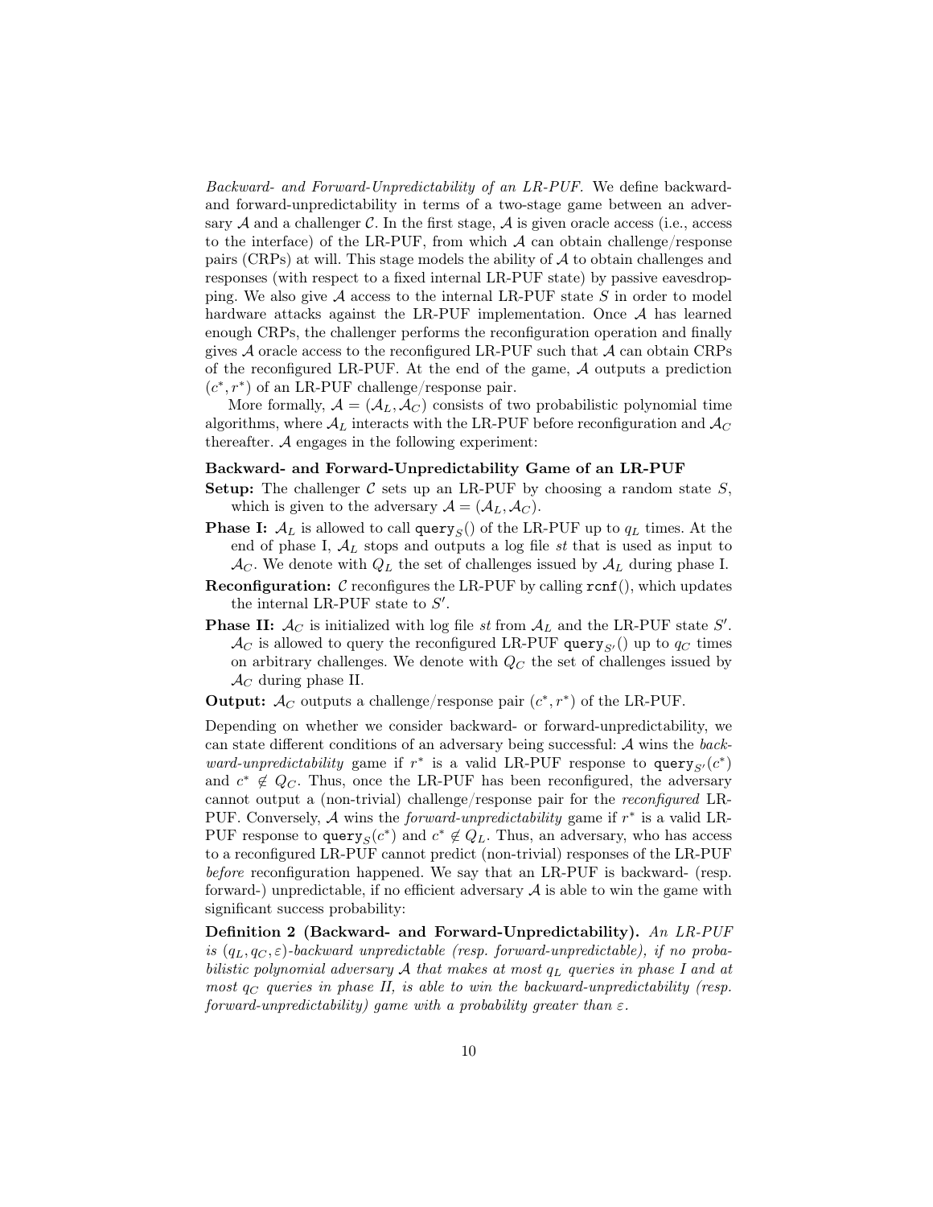*Backward- and Forward-Unpredictability of an LR-PUF.* We define backward- and forward-unpredictability in terms of a two-stage game between an adversary $\mathcal{A}$ and a challenger $\mathcal{C}$. In the first stage, $\mathcal{A}$ is given oracle access (i.e., access to the interface) of the LR-PUF, from which $\mathcal{A}$ can obtain challenge/response pairs (CRPs) at will. This stage models the ability of $\mathcal{A}$ to obtain challenges and responses (with respect to a fixed internal LR-PUF state) by passive eavesdropping. We also give $\mathcal{A}$ access to the internal LR-PUF state $S$ in order to model hardware attacks against the LR-PUF implementation. Once $\mathcal{A}$ has learned enough CRPs, the challenger performs the reconfiguration operation and finally gives $\mathcal{A}$ oracle access to the reconfigured LR-PUF such that $\mathcal{A}$ can obtain CRPs of the reconfigured LR-PUF. At the end of the game, $\mathcal{A}$ outputs a prediction $(c^*, r^*)$ of an LR-PUF challenge/response pair.

More formally, $\mathcal{A} = (\mathcal{A}_L, \mathcal{A}_C)$ consists of two probabilistic polynomial time algorithms, where $\mathcal{A}_L$ interacts with the LR-PUF before reconfiguration and $\mathcal{A}_C$ thereafter. $\mathcal{A}$ engages in the following experiment:

**Backward- and Forward-Unpredictability Game of an LR-PUF**

**Setup:** The challenger $\mathcal{C}$ sets up an LR-PUF by choosing a random state $S$, which is given to the adversary $\mathcal{A} = (\mathcal{A}_L, \mathcal{A}_C)$.

**Phase I:** $\mathcal{A}_L$ is allowed to call $\texttt{query}_S()$ of the LR-PUF up to $q_L$ times. At the end of phase I, $\mathcal{A}_L$ stops and outputs a log file *st* that is used as input to $\mathcal{A}_C$. We denote with $Q_L$ the set of challenges issued by $\mathcal{A}_L$ during phase I.

**Reconfiguration:** $\mathcal{C}$ reconfigures the LR-PUF by calling $\texttt{rcnf}()$, which updates the internal LR-PUF state to $S'$.

**Phase II:** $\mathcal{A}_C$ is initialized with log file *st* from $\mathcal{A}_L$ and the LR-PUF state $S'$. $\mathcal{A}_C$ is allowed to query the reconfigured LR-PUF $\texttt{query}_{S'}()$ up to $q_C$ times on arbitrary challenges. We denote with $Q_C$ the set of challenges issued by $\mathcal{A}_C$ during phase II.

**Output:** $\mathcal{A}_C$ outputs a challenge/response pair $(c^*, r^*)$ of the LR-PUF.

Depending on whether we consider backward- or forward-unpredictability, we can state different conditions of an adversary being successful: $\mathcal{A}$ wins the *backward-unpredictability* game if $r^*$ is a valid LR-PUF response to $\texttt{query}_{S'}(c^*)$ and $c^* \notin Q_C$. Thus, once the LR-PUF has been reconfigured, the adversary cannot output a (non-trivial) challenge/response pair for the *reconfigured* LR-PUF. Conversely, $\mathcal{A}$ wins the *forward-unpredictability* game if $r^*$ is a valid LR-PUF response to $\texttt{query}_S(c^*)$ and $c^* \notin Q_L$. Thus, an adversary, who has access to a reconfigured LR-PUF cannot predict (non-trivial) responses of the LR-PUF *before* reconfiguration happened. We say that an LR-PUF is backward- (resp. forward-) unpredictable, if no efficient adversary $\mathcal{A}$ is able to win the game with significant success probability:

**Definition 2 (Backward- and Forward-Unpredictability).** *An LR-PUF is $(q_L, q_C, \varepsilon)$-backward unpredictable (resp. forward-unpredictable), if no probabilistic polynomial adversary $\mathcal{A}$ that makes at most $q_L$ queries in phase I and at most $q_C$ queries in phase II, is able to win the backward-unpredictability (resp. forward-unpredictability) game with a probability greater than $\varepsilon$.*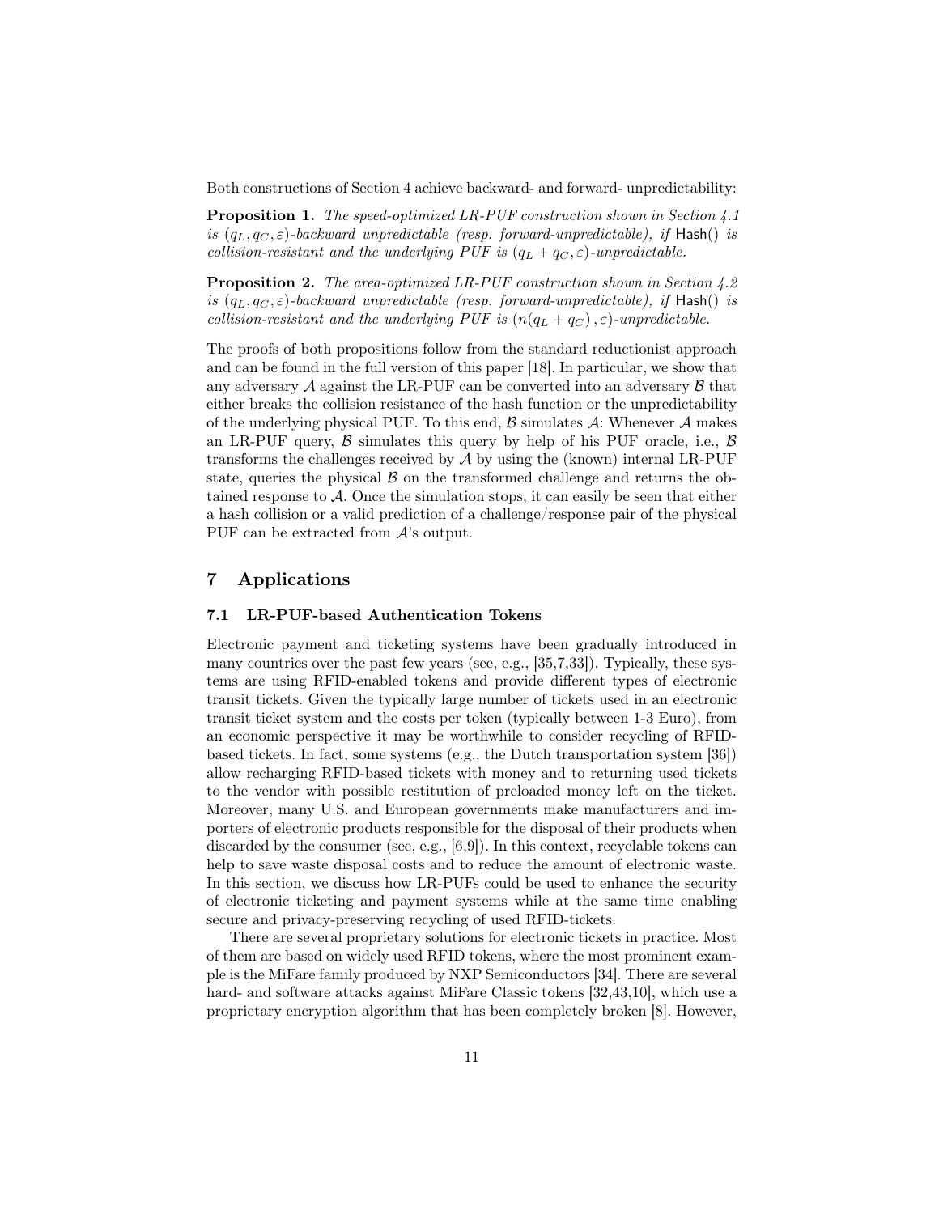Both constructions of Section 4 achieve backward- and forward- unpredictability:

**Proposition 1.** *The speed-optimized LR-PUF construction shown in Section 4.1 is $(q_L, q_C, \varepsilon)$-backward unpredictable (resp. forward-unpredictable), if* Hash() *is collision-resistant and the underlying PUF is $(q_L + q_C, \varepsilon)$-unpredictable.*

**Proposition 2.** *The area-optimized LR-PUF construction shown in Section 4.2 is $(q_L, q_C, \varepsilon)$-backward unpredictable (resp. forward-unpredictable), if* Hash() *is collision-resistant and the underlying PUF is $(n(q_L + q_C), \varepsilon)$-unpredictable.*

The proofs of both propositions follow from the standard reductionist approach and can be found in the full version of this paper [18]. In particular, we show that any adversary $\mathcal{A}$ against the LR-PUF can be converted into an adversary $\mathcal{B}$ that either breaks the collision resistance of the hash function or the unpredictability of the underlying physical PUF. To this end, $\mathcal{B}$ simulates $\mathcal{A}$: Whenever $\mathcal{A}$ makes an LR-PUF query, $\mathcal{B}$ simulates this query by help of his PUF oracle, i.e., $\mathcal{B}$ transforms the challenges received by $\mathcal{A}$ by using the (known) internal LR-PUF state, queries the physical $\mathcal{B}$ on the transformed challenge and returns the obtained response to $\mathcal{A}$. Once the simulation stops, it can easily be seen that either a hash collision or a valid prediction of a challenge/response pair of the physical PUF can be extracted from $\mathcal{A}$'s output.

## 7 Applications

### 7.1 LR-PUF-based Authentication Tokens

Electronic payment and ticketing systems have been gradually introduced in many countries over the past few years (see, e.g., [35,7,33]). Typically, these systems are using RFID-enabled tokens and provide different types of electronic transit tickets. Given the typically large number of tickets used in an electronic transit ticket system and the costs per token (typically between 1-3 Euro), from an economic perspective it may be worthwhile to consider recycling of RFID-based tickets. In fact, some systems (e.g., the Dutch transportation system [36]) allow recharging RFID-based tickets with money and to returning used tickets to the vendor with possible restitution of preloaded money left on the ticket. Moreover, many U.S. and European governments make manufacturers and importers of electronic products responsible for the disposal of their products when discarded by the consumer (see, e.g., [6,9]). In this context, recyclable tokens can help to save waste disposal costs and to reduce the amount of electronic waste. In this section, we discuss how LR-PUFs could be used to enhance the security of electronic ticketing and payment systems while at the same time enabling secure and privacy-preserving recycling of used RFID-tickets.

There are several proprietary solutions for electronic tickets in practice. Most of them are based on widely used RFID tokens, where the most prominent example is the MiFare family produced by NXP Semiconductors [34]. There are several hard- and software attacks against MiFare Classic tokens [32,43,10], which use a proprietary encryption algorithm that has been completely broken [8]. However,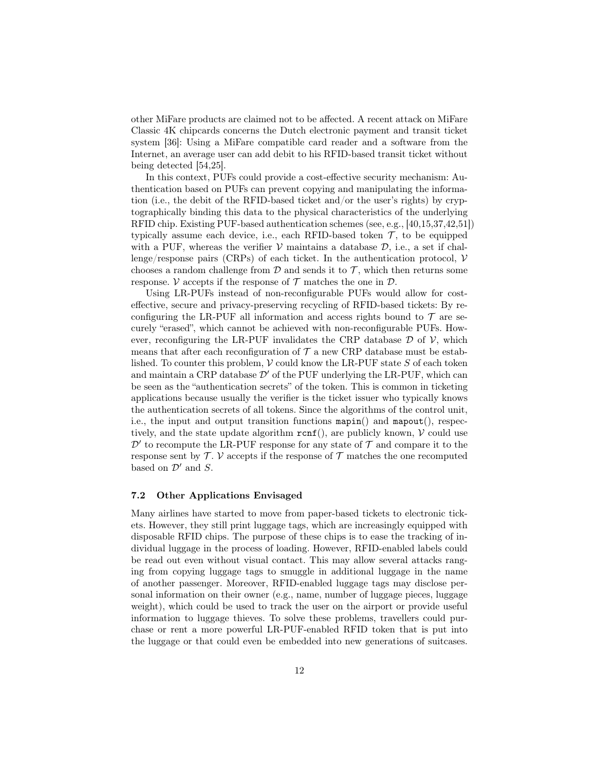other MiFare products are claimed not to be affected. A recent attack on MiFare Classic 4K chipcards concerns the Dutch electronic payment and transit ticket system [36]: Using a MiFare compatible card reader and a software from the Internet, an average user can add debit to his RFID-based transit ticket without being detected [54,25].

In this context, PUFs could provide a cost-effective security mechanism: Authentication based on PUFs can prevent copying and manipulating the information (i.e., the debit of the RFID-based ticket and/or the user's rights) by cryptographically binding this data to the physical characteristics of the underlying RFID chip. Existing PUF-based authentication schemes (see, e.g., [40,15,37,42,51]) typically assume each device, i.e., each RFID-based token $\mathcal{T}$, to be equipped with a PUF, whereas the verifier $\mathcal{V}$ maintains a database $\mathcal{D}$, i.e., a set if challenge/response pairs (CRPs) of each ticket. In the authentication protocol, $\mathcal{V}$ chooses a random challenge from $\mathcal{D}$ and sends it to $\mathcal{T}$, which then returns some response. $\mathcal{V}$ accepts if the response of $\mathcal{T}$ matches the one in $\mathcal{D}$.

Using LR-PUFs instead of non-reconfigurable PUFs would allow for cost-effective, secure and privacy-preserving recycling of RFID-based tickets: By reconfiguring the LR-PUF all information and access rights bound to $\mathcal{T}$ are securely "erased", which cannot be achieved with non-reconfigurable PUFs. However, reconfiguring the LR-PUF invalidates the CRP database $\mathcal{D}$ of $\mathcal{V}$, which means that after each reconfiguration of $\mathcal{T}$ a new CRP database must be established. To counter this problem, $\mathcal{V}$ could know the LR-PUF state $S$ of each token and maintain a CRP database $\mathcal{D}'$ of the PUF underlying the LR-PUF, which can be seen as the "authentication secrets" of the token. This is common in ticketing applications because usually the verifier is the ticket issuer who typically knows the authentication secrets of all tokens. Since the algorithms of the control unit, i.e., the input and output transition functions `mapin`() and `mapout`(), respectively, and the state update algorithm `rcnf`(), are publicly known, $\mathcal{V}$ could use $\mathcal{D}'$ to recompute the LR-PUF response for any state of $\mathcal{T}$ and compare it to the response sent by $\mathcal{T}$. $\mathcal{V}$ accepts if the response of $\mathcal{T}$ matches the one recomputed based on $\mathcal{D}'$ and $S$.

### 7.2 Other Applications Envisaged

Many airlines have started to move from paper-based tickets to electronic tickets. However, they still print luggage tags, which are increasingly equipped with disposable RFID chips. The purpose of these chips is to ease the tracking of individual luggage in the process of loading. However, RFID-enabled labels could be read out even without visual contact. This may allow several attacks ranging from copying luggage tags to smuggle in additional luggage in the name of another passenger. Moreover, RFID-enabled luggage tags may disclose personal information on their owner (e.g., name, number of luggage pieces, luggage weight), which could be used to track the user on the airport or provide useful information to luggage thieves. To solve these problems, travellers could purchase or rent a more powerful LR-PUF-enabled RFID token that is put into the luggage or that could even be embedded into new generations of suitcases.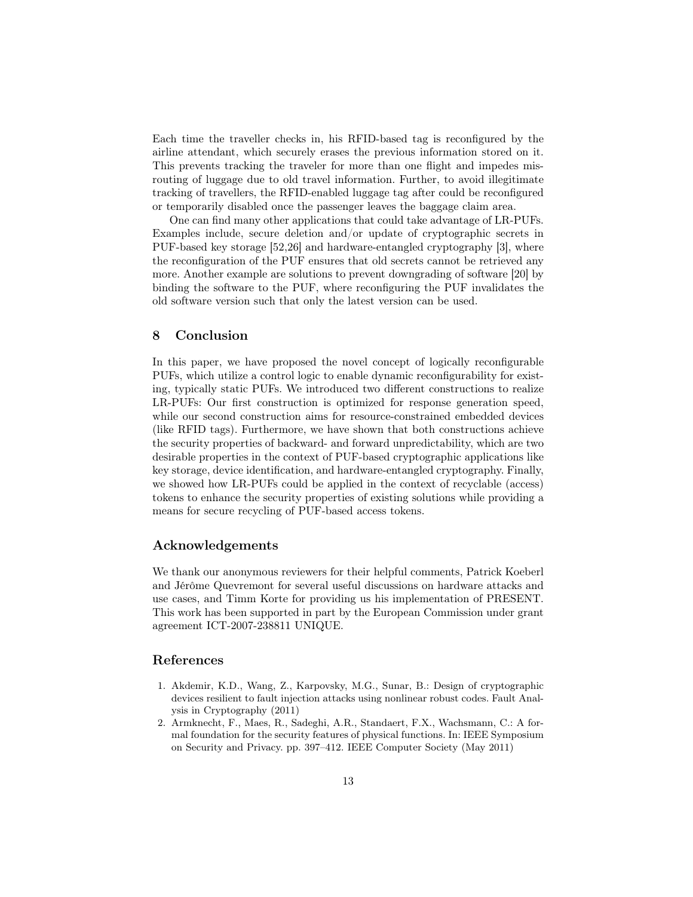Each time the traveller checks in, his RFID-based tag is reconfigured by the airline attendant, which securely erases the previous information stored on it. This prevents tracking the traveler for more than one flight and impedes misrouting of luggage due to old travel information. Further, to avoid illegitimate tracking of travellers, the RFID-enabled luggage tag after could be reconfigured or temporarily disabled once the passenger leaves the baggage claim area.

One can find many other applications that could take advantage of LR-PUFs. Examples include, secure deletion and/or update of cryptographic secrets in PUF-based key storage [52,26] and hardware-entangled cryptography [3], where the reconfiguration of the PUF ensures that old secrets cannot be retrieved any more. Another example are solutions to prevent downgrading of software [20] by binding the software to the PUF, where reconfiguring the PUF invalidates the old software version such that only the latest version can be used.

## 8 Conclusion

In this paper, we have proposed the novel concept of logically reconfigurable PUFs, which utilize a control logic to enable dynamic reconfigurability for existing, typically static PUFs. We introduced two different constructions to realize LR-PUFs: Our first construction is optimized for response generation speed, while our second construction aims for resource-constrained embedded devices (like RFID tags). Furthermore, we have shown that both constructions achieve the security properties of backward- and forward unpredictability, which are two desirable properties in the context of PUF-based cryptographic applications like key storage, device identification, and hardware-entangled cryptography. Finally, we showed how LR-PUFs could be applied in the context of recyclable (access) tokens to enhance the security properties of existing solutions while providing a means for secure recycling of PUF-based access tokens.

## Acknowledgements

We thank our anonymous reviewers for their helpful comments, Patrick Koeberl and Jérôme Quevremont for several useful discussions on hardware attacks and use cases, and Timm Korte for providing us his implementation of PRESENT. This work has been supported in part by the European Commission under grant agreement ICT-2007-238811 UNIQUE.

## References

1. Akdemir, K.D., Wang, Z., Karpovsky, M.G., Sunar, B.: Design of cryptographic devices resilient to fault injection attacks using nonlinear robust codes. Fault Analysis in Cryptography (2011)
2. Armknecht, F., Maes, R., Sadeghi, A.R., Standaert, F.X., Wachsmann, C.: A formal foundation for the security features of physical functions. In: IEEE Symposium on Security and Privacy. pp. 397–412. IEEE Computer Society (May 2011)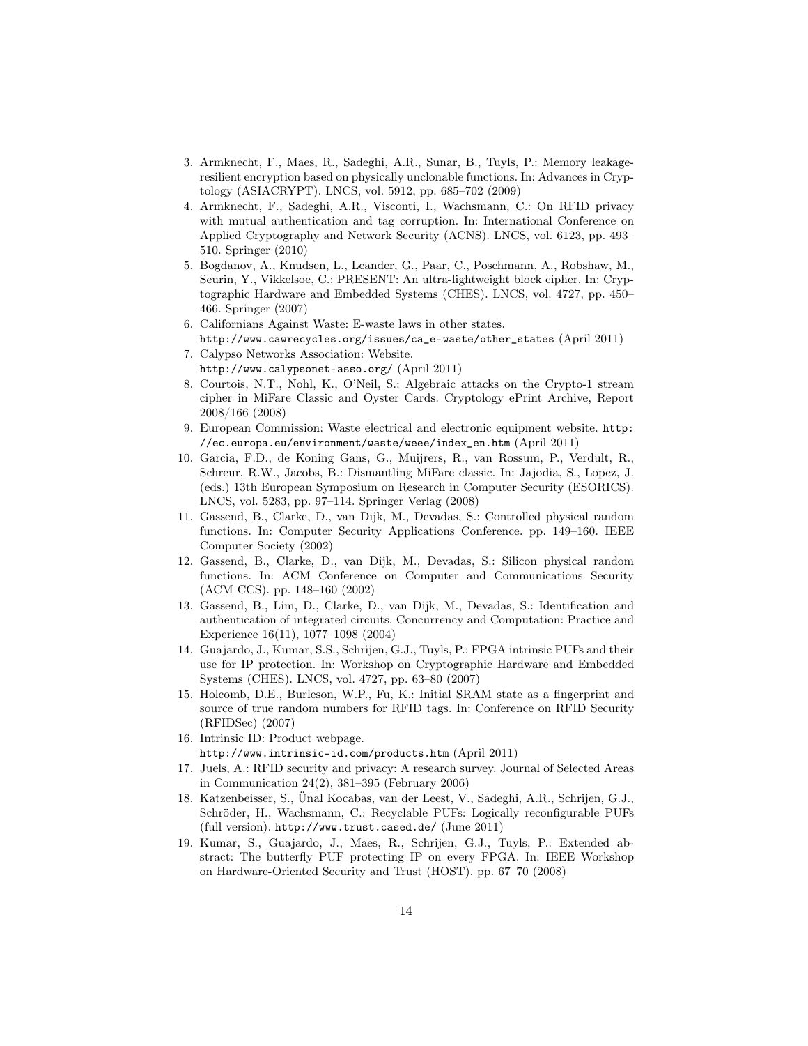3. Armknecht, F., Maes, R., Sadeghi, A.R., Sunar, B., Tuyls, P.: Memory leakage-resilient encryption based on physically unclonable functions. In: Advances in Cryptology (ASIACRYPT). LNCS, vol. 5912, pp. 685–702 (2009)
4. Armknecht, F., Sadeghi, A.R., Visconti, I., Wachsmann, C.: On RFID privacy with mutual authentication and tag corruption. In: International Conference on Applied Cryptography and Network Security (ACNS). LNCS, vol. 6123, pp. 493–510. Springer (2010)
5. Bogdanov, A., Knudsen, L., Leander, G., Paar, C., Poschmann, A., Robshaw, M., Seurin, Y., Vikkelsoe, C.: PRESENT: An ultra-lightweight block cipher. In: Cryptographic Hardware and Embedded Systems (CHES). LNCS, vol. 4727, pp. 450–466. Springer (2007)
6. Californians Against Waste: E-waste laws in other states. http://www.cawrecycles.org/issues/ca_e-waste/other_states (April 2011)
7. Calypso Networks Association: Website. http://www.calypsonet-asso.org/ (April 2011)
8. Courtois, N.T., Nohl, K., O'Neil, S.: Algebraic attacks on the Crypto-1 stream cipher in MiFare Classic and Oyster Cards. Cryptology ePrint Archive, Report 2008/166 (2008)
9. European Commission: Waste electrical and electronic equipment website. http://ec.europa.eu/environment/waste/weee/index_en.htm (April 2011)
10. Garcia, F.D., de Koning Gans, G., Muijrers, R., van Rossum, P., Verdult, R., Schreur, R.W., Jacobs, B.: Dismantling MiFare classic. In: Jajodia, S., Lopez, J. (eds.) 13th European Symposium on Research in Computer Security (ESORICS). LNCS, vol. 5283, pp. 97–114. Springer Verlag (2008)
11. Gassend, B., Clarke, D., van Dijk, M., Devadas, S.: Controlled physical random functions. In: Computer Security Applications Conference. pp. 149–160. IEEE Computer Society (2002)
12. Gassend, B., Clarke, D., van Dijk, M., Devadas, S.: Silicon physical random functions. In: ACM Conference on Computer and Communications Security (ACM CCS). pp. 148–160 (2002)
13. Gassend, B., Lim, D., Clarke, D., van Dijk, M., Devadas, S.: Identification and authentication of integrated circuits. Concurrency and Computation: Practice and Experience 16(11), 1077–1098 (2004)
14. Guajardo, J., Kumar, S.S., Schrijen, G.J., Tuyls, P.: FPGA intrinsic PUFs and their use for IP protection. In: Workshop on Cryptographic Hardware and Embedded Systems (CHES). LNCS, vol. 4727, pp. 63–80 (2007)
15. Holcomb, D.E., Burleson, W.P., Fu, K.: Initial SRAM state as a fingerprint and source of true random numbers for RFID tags. In: Conference on RFID Security (RFIDSec) (2007)
16. Intrinsic ID: Product webpage. http://www.intrinsic-id.com/products.htm (April 2011)
17. Juels, A.: RFID security and privacy: A research survey. Journal of Selected Areas in Communication 24(2), 381–395 (February 2006)
18. Katzenbeisser, S., Ünal Kocabas, van der Leest, V., Sadeghi, A.R., Schrijen, G.J., Schröder, H., Wachsmann, C.: Recyclable PUFs: Logically reconfigurable PUFs (full version). http://www.trust.cased.de/ (June 2011)
19. Kumar, S., Guajardo, J., Maes, R., Schrijen, G.J., Tuyls, P.: Extended abstract: The butterfly PUF protecting IP on every FPGA. In: IEEE Workshop on Hardware-Oriented Security and Trust (HOST). pp. 67–70 (2008)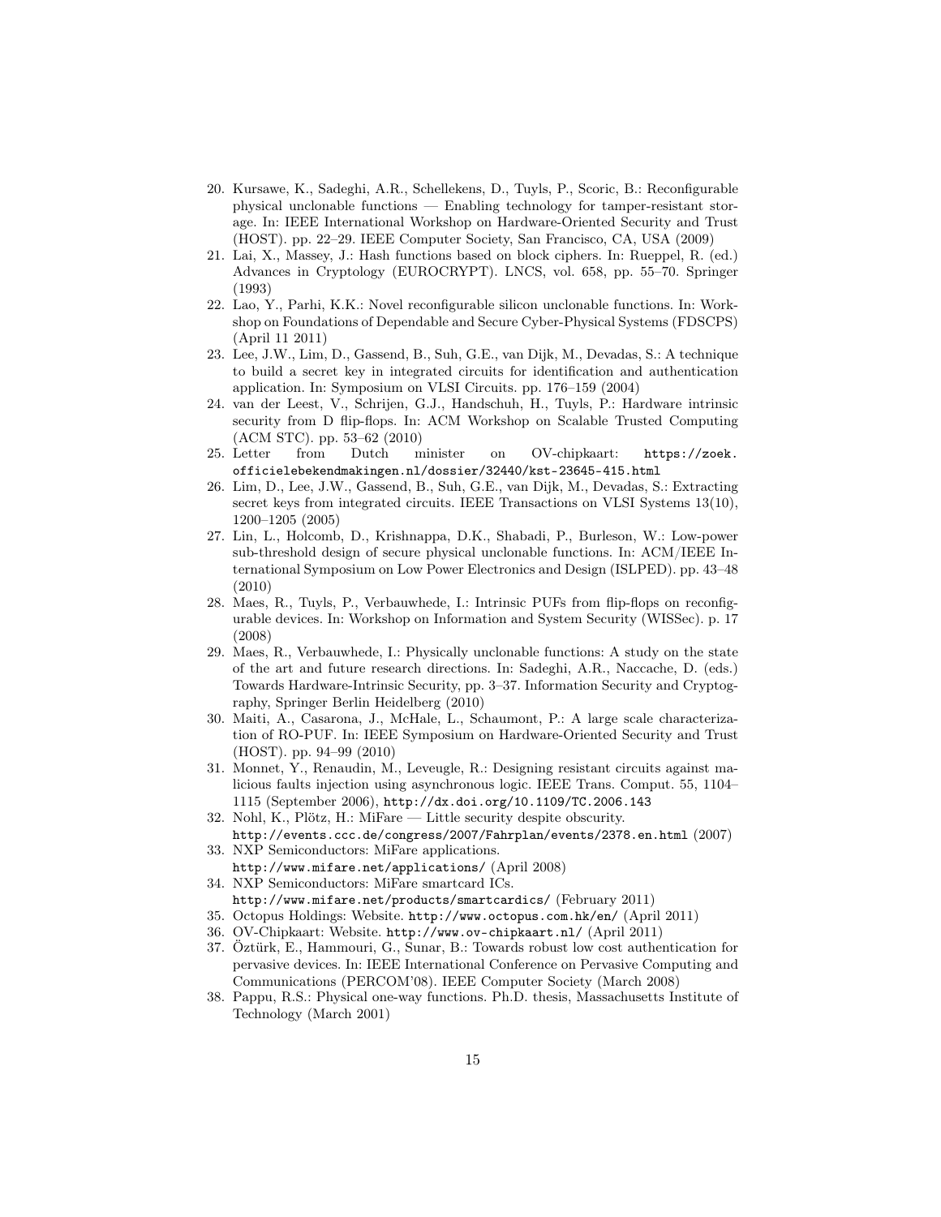20. Kursawe, K., Sadeghi, A.R., Schellekens, D., Tuyls, P., Scoric, B.: Reconfigurable physical unclonable functions — Enabling technology for tamper-resistant storage. In: IEEE International Workshop on Hardware-Oriented Security and Trust (HOST). pp. 22–29. IEEE Computer Society, San Francisco, CA, USA (2009)
21. Lai, X., Massey, J.: Hash functions based on block ciphers. In: Rueppel, R. (ed.) Advances in Cryptology (EUROCRYPT). LNCS, vol. 658, pp. 55–70. Springer (1993)
22. Lao, Y., Parhi, K.K.: Novel reconfigurable silicon unclonable functions. In: Workshop on Foundations of Dependable and Secure Cyber-Physical Systems (FDSCPS) (April 11 2011)
23. Lee, J.W., Lim, D., Gassend, B., Suh, G.E., van Dijk, M., Devadas, S.: A technique to build a secret key in integrated circuits for identification and authentication application. In: Symposium on VLSI Circuits. pp. 176–159 (2004)
24. van der Leest, V., Schrijen, G.J., Handschuh, H., Tuyls, P.: Hardware intrinsic security from D flip-flops. In: ACM Workshop on Scalable Trusted Computing (ACM STC). pp. 53–62 (2010)
25. Letter from Dutch minister on OV-chipkaart: `https://zoek.officielebekendmakingen.nl/dossier/32440/kst-23645-415.html`
26. Lim, D., Lee, J.W., Gassend, B., Suh, G.E., van Dijk, M., Devadas, S.: Extracting secret keys from integrated circuits. IEEE Transactions on VLSI Systems 13(10), 1200–1205 (2005)
27. Lin, L., Holcomb, D., Krishnappa, D.K., Shabadi, P., Burleson, W.: Low-power sub-threshold design of secure physical unclonable functions. In: ACM/IEEE International Symposium on Low Power Electronics and Design (ISLPED). pp. 43–48 (2010)
28. Maes, R., Tuyls, P., Verbauwhede, I.: Intrinsic PUFs from flip-flops on reconfigurable devices. In: Workshop on Information and System Security (WISSec). p. 17 (2008)
29. Maes, R., Verbauwhede, I.: Physically unclonable functions: A study on the state of the art and future research directions. In: Sadeghi, A.R., Naccache, D. (eds.) Towards Hardware-Intrinsic Security, pp. 3–37. Information Security and Cryptography, Springer Berlin Heidelberg (2010)
30. Maiti, A., Casarona, J., McHale, L., Schaumont, P.: A large scale characterization of RO-PUF. In: IEEE Symposium on Hardware-Oriented Security and Trust (HOST). pp. 94–99 (2010)
31. Monnet, Y., Renaudin, M., Leveugle, R.: Designing resistant circuits against malicious faults injection using asynchronous logic. IEEE Trans. Comput. 55, 1104–1115 (September 2006), `http://dx.doi.org/10.1109/TC.2006.143`
32. Nohl, K., Plötz, H.: MiFare — Little security despite obscurity. `http://events.ccc.de/congress/2007/Fahrplan/events/2378.en.html` (2007)
33. NXP Semiconductors: MiFare applications. `http://www.mifare.net/applications/` (April 2008)
34. NXP Semiconductors: MiFare smartcard ICs. `http://www.mifare.net/products/smartcardics/` (February 2011)
35. Octopus Holdings: Website. `http://www.octopus.com.hk/en/` (April 2011)
36. OV-Chipkaart: Website. `http://www.ov-chipkaart.nl/` (April 2011)
37. Öztürk, E., Hammouri, G., Sunar, B.: Towards robust low cost authentication for pervasive devices. In: IEEE International Conference on Pervasive Computing and Communications (PERCOM'08). IEEE Computer Society (March 2008)
38. Pappu, R.S.: Physical one-way functions. Ph.D. thesis, Massachusetts Institute of Technology (March 2001)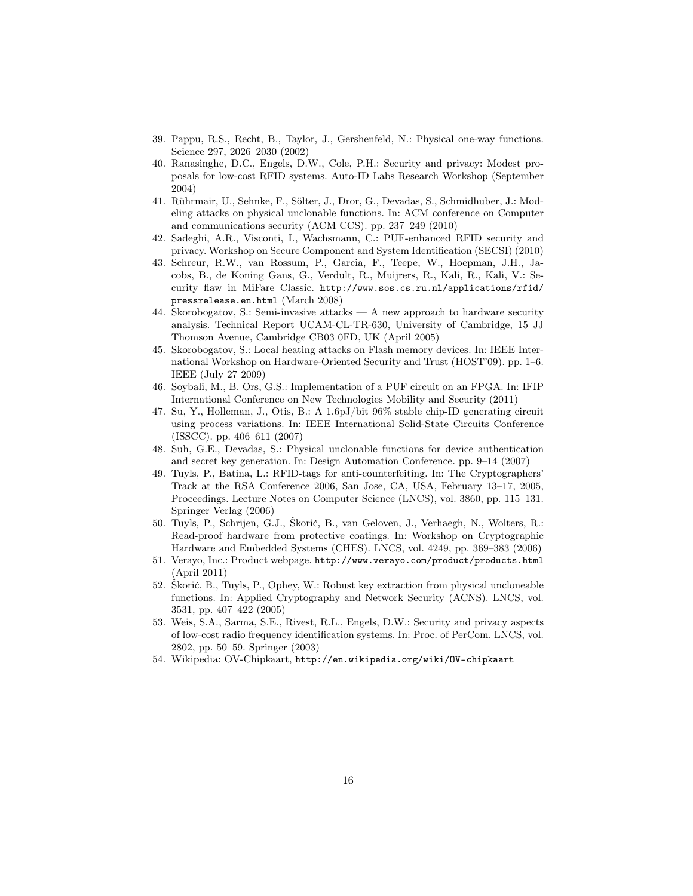39. Pappu, R.S., Recht, B., Taylor, J., Gershenfeld, N.: Physical one-way functions. Science 297, 2026–2030 (2002)
40. Ranasinghe, D.C., Engels, D.W., Cole, P.H.: Security and privacy: Modest proposals for low-cost RFID systems. Auto-ID Labs Research Workshop (September 2004)
41. Rührmair, U., Sehnke, F., Sölter, J., Dror, G., Devadas, S., Schmidhuber, J.: Modeling attacks on physical unclonable functions. In: ACM conference on Computer and communications security (ACM CCS). pp. 237–249 (2010)
42. Sadeghi, A.R., Visconti, I., Wachsmann, C.: PUF-enhanced RFID security and privacy. Workshop on Secure Component and System Identification (SECSI) (2010)
43. Schreur, R.W., van Rossum, P., Garcia, F., Teepe, W., Hoepman, J.H., Jacobs, B., de Koning Gans, G., Verdult, R., Muijrers, R., Kali, R., Kali, V.: Security flaw in MiFare Classic. `http://www.sos.cs.ru.nl/applications/rfid/pressrelease.en.html` (March 2008)
44. Skorobogatov, S.: Semi-invasive attacks — A new approach to hardware security analysis. Technical Report UCAM-CL-TR-630, University of Cambridge, 15 JJ Thomson Avenue, Cambridge CB03 0FD, UK (April 2005)
45. Skorobogatov, S.: Local heating attacks on Flash memory devices. In: IEEE International Workshop on Hardware-Oriented Security and Trust (HOST'09). pp. 1–6. IEEE (July 27 2009)
46. Soybali, M., B. Ors, G.S.: Implementation of a PUF circuit on an FPGA. In: IFIP International Conference on New Technologies Mobility and Security (2011)
47. Su, Y., Holleman, J., Otis, B.: A 1.6pJ/bit 96% stable chip-ID generating circuit using process variations. In: IEEE International Solid-State Circuits Conference (ISSCC). pp. 406–611 (2007)
48. Suh, G.E., Devadas, S.: Physical unclonable functions for device authentication and secret key generation. In: Design Automation Conference. pp. 9–14 (2007)
49. Tuyls, P., Batina, L.: RFID-tags for anti-counterfeiting. In: The Cryptographers' Track at the RSA Conference 2006, San Jose, CA, USA, February 13–17, 2005, Proceedings. Lecture Notes on Computer Science (LNCS), vol. 3860, pp. 115–131. Springer Verlag (2006)
50. Tuyls, P., Schrijen, G.J., Škorić, B., van Geloven, J., Verhaegh, N., Wolters, R.: Read-proof hardware from protective coatings. In: Workshop on Cryptographic Hardware and Embedded Systems (CHES). LNCS, vol. 4249, pp. 369–383 (2006)
51. Verayo, Inc.: Product webpage. `http://www.verayo.com/product/products.html` (April 2011)
52. Škorić, B., Tuyls, P., Ophey, W.: Robust key extraction from physical uncloneable functions. In: Applied Cryptography and Network Security (ACNS). LNCS, vol. 3531, pp. 407–422 (2005)
53. Weis, S.A., Sarma, S.E., Rivest, R.L., Engels, D.W.: Security and privacy aspects of low-cost radio frequency identification systems. In: Proc. of PerCom. LNCS, vol. 2802, pp. 50–59. Springer (2003)
54. Wikipedia: OV-Chipkaart, `http://en.wikipedia.org/wiki/OV-chipkaart`